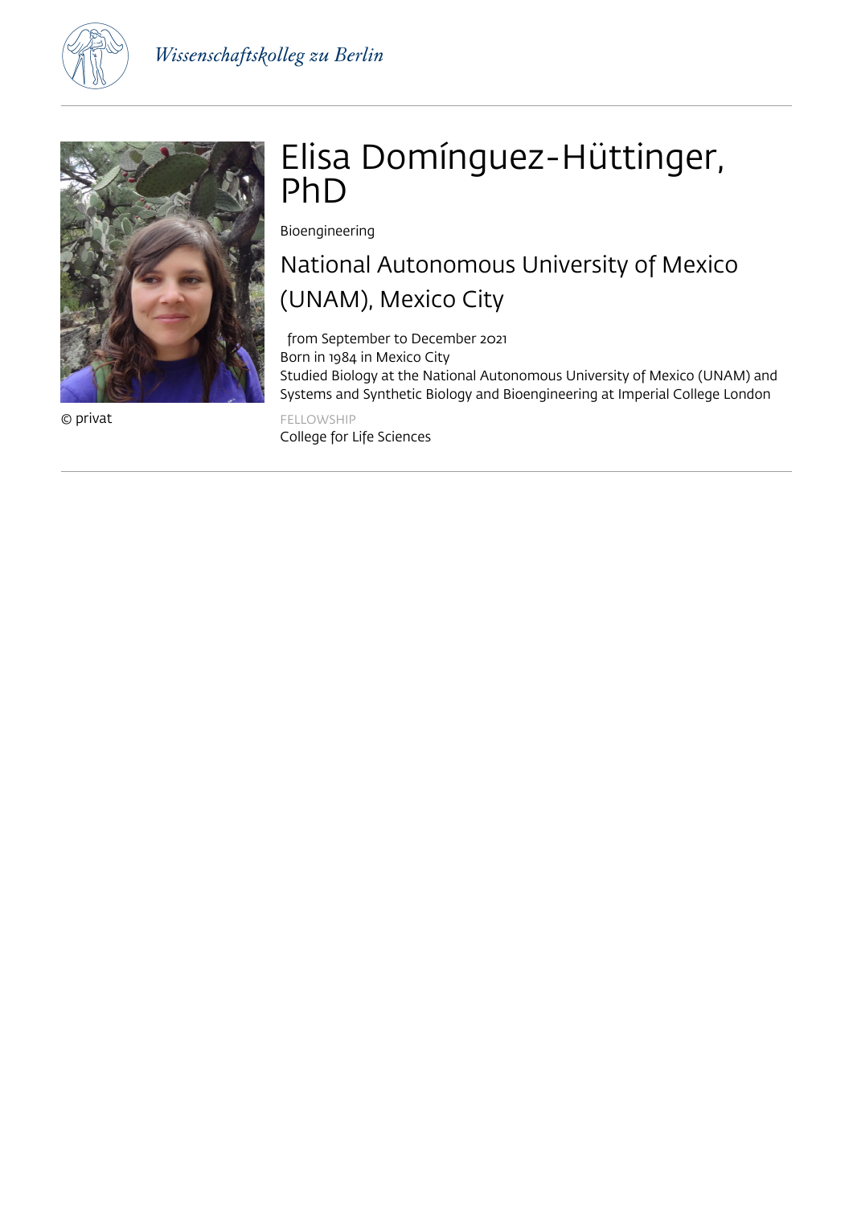Wissenschaftskolleg zu Berlin

# Elisa Domínguez-Hüttinger, PhD

Bioengineering

## National Autonomous University of Mexico (UNAM), Mexico City

from September to December 2021
Born in 1984 in Mexico City
Studied Biology at the National Autonomous University of Mexico (UNAM) and Systems and Synthetic Biology and Bioengineering at Imperial College London

© privat

FELLOWSHIP
College for Life Sciences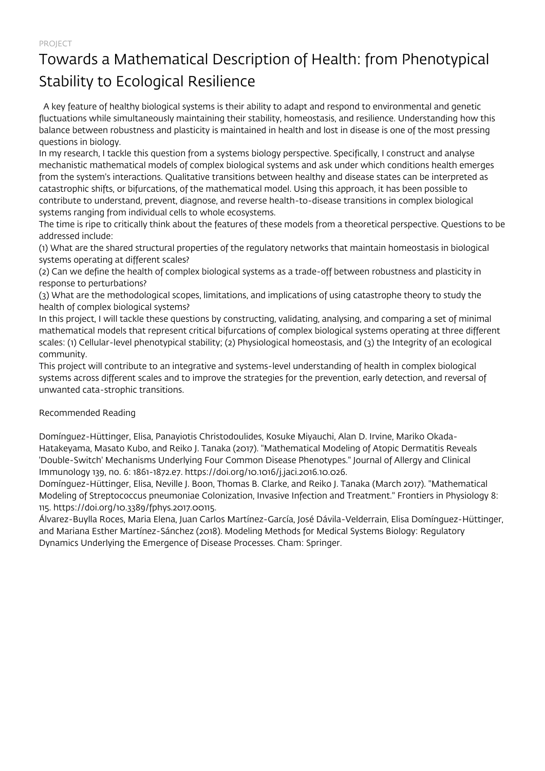PROJECT

# Towards a Mathematical Description of Health: from Phenotypical Stability to Ecological Resilience

A key feature of healthy biological systems is their ability to adapt and respond to environmental and genetic fluctuations while simultaneously maintaining their stability, homeostasis, and resilience. Understanding how this balance between robustness and plasticity is maintained in health and lost in disease is one of the most pressing questions in biology.

In my research, I tackle this question from a systems biology perspective. Specifically, I construct and analyse mechanistic mathematical models of complex biological systems and ask under which conditions health emerges from the system's interactions. Qualitative transitions between healthy and disease states can be interpreted as catastrophic shifts, or bifurcations, of the mathematical model. Using this approach, it has been possible to contribute to understand, prevent, diagnose, and reverse health-to-disease transitions in complex biological systems ranging from individual cells to whole ecosystems.

The time is ripe to critically think about the features of these models from a theoretical perspective. Questions to be addressed include:

(1) What are the shared structural properties of the regulatory networks that maintain homeostasis in biological systems operating at different scales?

(2) Can we define the health of complex biological systems as a trade-off between robustness and plasticity in response to perturbations?

(3) What are the methodological scopes, limitations, and implications of using catastrophe theory to study the health of complex biological systems?

In this project, I will tackle these questions by constructing, validating, analysing, and comparing a set of minimal mathematical models that represent critical bifurcations of complex biological systems operating at three different scales: (1) Cellular-level phenotypical stability; (2) Physiological homeostasis, and (3) the Integrity of an ecological community.

This project will contribute to an integrative and systems-level understanding of health in complex biological systems across different scales and to improve the strategies for the prevention, early detection, and reversal of unwanted cata-strophic transitions.

Recommended Reading

Domínguez-Hüttinger, Elisa, Panayiotis Christodoulides, Kosuke Miyauchi, Alan D. Irvine, Mariko Okada-Hatakeyama, Masato Kubo, and Reiko J. Tanaka (2017). "Mathematical Modeling of Atopic Dermatitis Reveals 'Double-Switch' Mechanisms Underlying Four Common Disease Phenotypes." Journal of Allergy and Clinical Immunology 139, no. 6: 1861-1872.e7. https://doi.org/10.1016/j.jaci.2016.10.026.

Domínguez-Hüttinger, Elisa, Neville J. Boon, Thomas B. Clarke, and Reiko J. Tanaka (March 2017). "Mathematical Modeling of Streptococcus pneumoniae Colonization, Invasive Infection and Treatment." Frontiers in Physiology 8: 115. https://doi.org/10.3389/fphys.2017.00115.

Álvarez-Buylla Roces, Maria Elena, Juan Carlos Martínez-García, José Dávila-Velderrain, Elisa Domínguez-Hüttinger, and Mariana Esther Martínez-Sánchez (2018). Modeling Methods for Medical Systems Biology: Regulatory Dynamics Underlying the Emergence of Disease Processes. Cham: Springer.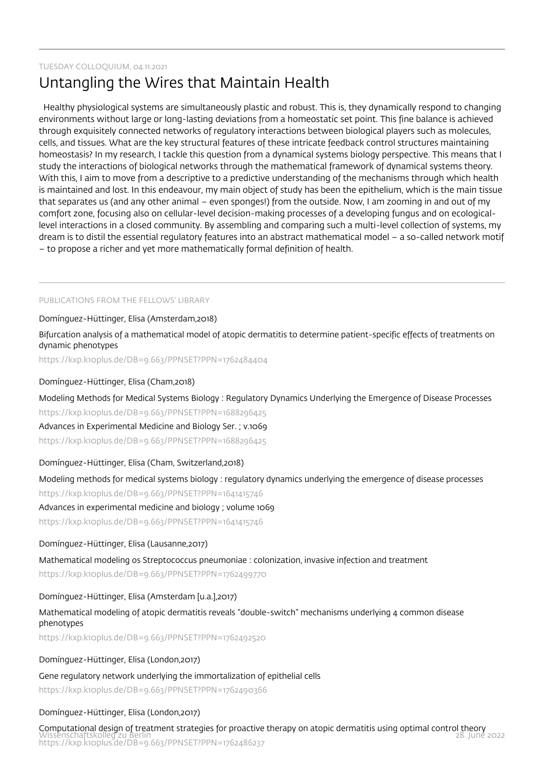TUESDAY COLLOQUIUM, 04.11.2021

# Untangling the Wires that Maintain Health

Healthy physiological systems are simultaneously plastic and robust. This is, they dynamically respond to changing environments without large or long-lasting deviations from a homeostatic set point. This fine balance is achieved through exquisitely connected networks of regulatory interactions between biological players such as molecules, cells, and tissues. What are the key structural features of these intricate feedback control structures maintaining homeostasis? In my research, I tackle this question from a dynamical systems biology perspective. This means that I study the interactions of biological networks through the mathematical framework of dynamical systems theory. With this, I aim to move from a descriptive to a predictive understanding of the mechanisms through which health is maintained and lost. In this endeavour, my main object of study has been the epithelium, which is the main tissue that separates us (and any other animal – even sponges!) from the outside. Now, I am zooming in and out of my comfort zone, focusing also on cellular-level decision-making processes of a developing fungus and on ecological-level interactions in a closed community. By assembling and comparing such a multi-level collection of systems, my dream is to distil the essential regulatory features into an abstract mathematical model – a so-called network motif – to propose a richer and yet more mathematically formal definition of health.

PUBLICATIONS FROM THE FELLOWS' LIBRARY

Domínguez-Hüttinger, Elisa (Amsterdam,2018)

Bifurcation analysis of a mathematical model of atopic dermatitis to determine patient-specific effects of treatments on dynamic phenotypes

https://kxp.k10plus.de/DB=9.663/PPNSET?PPN=1762484404

Domínguez-Hüttinger, Elisa (Cham,2018)

Modeling Methods for Medical Systems Biology : Regulatory Dynamics Underlying the Emergence of Disease Processes

https://kxp.k10plus.de/DB=9.663/PPNSET?PPN=1688296425

Advances in Experimental Medicine and Biology Ser. ; v.1069

https://kxp.k10plus.de/DB=9.663/PPNSET?PPN=1688296425

Domínguez-Hüttinger, Elisa (Cham, Switzerland,2018)

Modeling methods for medical systems biology : regulatory dynamics underlying the emergence of disease processes

https://kxp.k10plus.de/DB=9.663/PPNSET?PPN=1641415746

Advances in experimental medicine and biology ; volume 1069

https://kxp.k10plus.de/DB=9.663/PPNSET?PPN=1641415746

Domínguez-Hüttinger, Elisa (Lausanne,2017)

Mathematical modeling os Streptococcus pneumoniae : colonization, invasive infection and treatment

https://kxp.k10plus.de/DB=9.663/PPNSET?PPN=1762499770

Domínguez-Hüttinger, Elisa (Amsterdam [u.a.],2017)

Mathematical modeling of atopic dermatitis reveals "double-switch" mechanisms underlying 4 common disease phenotypes

https://kxp.k10plus.de/DB=9.663/PPNSET?PPN=1762492520

Domínguez-Hüttinger, Elisa (London,2017)

Gene regulatory network underlying the immortalization of epithelial cells

https://kxp.k10plus.de/DB=9.663/PPNSET?PPN=1762490366

Domínguez-Hüttinger, Elisa (London,2017)

Computational design of treatment strategies for proactive therapy on atopic dermatitis using optimal control theory

https://kxp.k10plus.de/DB=9.663/PPNSET?PPN=1762486237